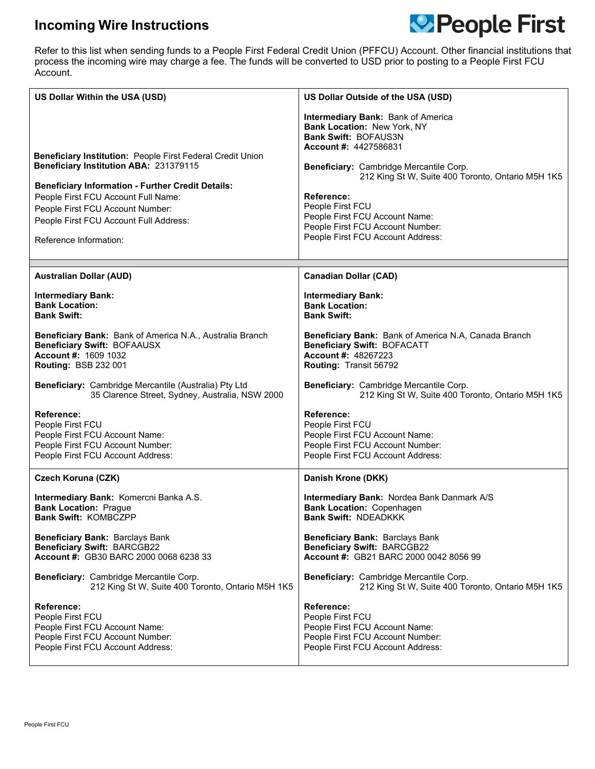# Incoming Wire Instructions

Refer to this list when sending funds to a People First Federal Credit Union (PFFCU) Account. Other financial institutions that process the incoming wire may charge a fee. The funds will be converted to USD prior to posting to a People First FCU Account.

### US Dollar Within the USA (USD)

**Beneficiary Institution:** People First Federal Credit Union
**Beneficiary Institution ABA:** 231379115

**Beneficiary Information - Further Credit Details:**
People First FCU Account Full Name:
People First FCU Account Number:
People First FCU Account Full Address:

Reference Information:

### US Dollar Outside of the USA (USD)

**Intermediary Bank:** Bank of America
**Bank Location:** New York, NY
**Bank Swift:** BOFAUS3N
**Account #:** 4427586831

**Beneficiary:** Cambridge Mercantile Corp.
212 King St W, Suite 400 Toronto, Ontario M5H 1K5

**Reference:**
People First FCU
People First FCU Account Name:
People First FCU Account Number:
People First FCU Account Address:

### Australian Dollar (AUD)

**Intermediary Bank:**
**Bank Location:**
**Bank Swift:**

**Beneficiary Bank:** Bank of America N.A., Australia Branch
**Beneficiary Swift:** BOFAAUSX
**Account #:** 1609 1032
**Routing:** BSB 232 001

**Beneficiary:** Cambridge Mercantile (Australia) Pty Ltd
35 Clarence Street, Sydney, Australia, NSW 2000

**Reference:**
People First FCU
People First FCU Account Name:
People First FCU Account Number:
People First FCU Account Address:

### Canadian Dollar (CAD)

**Intermediary Bank:**
**Bank Location:**
**Bank Swift:**

**Beneficiary Bank:** Bank of America N.A, Canada Branch
**Beneficiary Swift:** BOFACATT
**Account #:** 48267223
**Routing:** Transit 56792

**Beneficiary:** Cambridge Mercantile Corp.
212 King St W, Suite 400 Toronto, Ontario M5H 1K5

**Reference:**
People First FCU
People First FCU Account Name:
People First FCU Account Number:
People First FCU Account Address:

### Czech Koruna (CZK)

**Intermediary Bank:** Komercni Banka A.S.
**Bank Location:** Prague
**Bank Swift:** KOMBCZPP

**Beneficiary Bank:** Barclays Bank
**Beneficiary Swift:** BARCGB22
**Account #:** GB30 BARC 2000 0068 6238 33

**Beneficiary:** Cambridge Mercantile Corp.
212 King St W, Suite 400 Toronto, Ontario M5H 1K5

**Reference:**
People First FCU
People First FCU Account Name:
People First FCU Account Number:
People First FCU Account Address:

### Danish Krone (DKK)

**Intermediary Bank:** Nordea Bank Danmark A/S
**Bank Location:** Copenhagen
**Bank Swift:** NDEADKKK

**Beneficiary Bank:** Barclays Bank
**Beneficiary Swift:** BARCGB22
**Account #:** GB21 BARC 2000 0042 8056 99

**Beneficiary:** Cambridge Mercantile Corp.
212 King St W, Suite 400 Toronto, Ontario M5H 1K5

**Reference:**
People First FCU
People First FCU Account Name:
People First FCU Account Number:
People First FCU Account Address: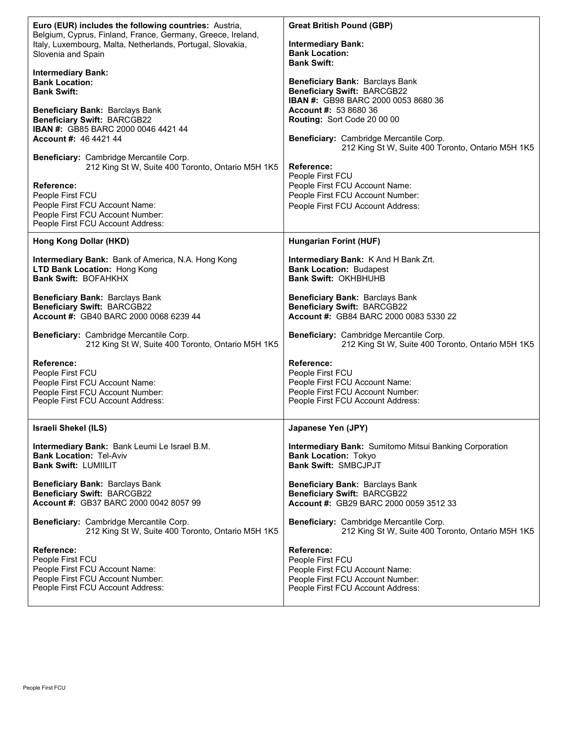**Euro (EUR) includes the following countries:** Austria, Belgium, Cyprus, Finland, France, Germany, Greece, Ireland, Italy, Luxembourg, Malta, Netherlands, Portugal, Slovakia, Slovenia and Spain

**Intermediary Bank:**
**Bank Location:**
**Bank Swift:**

**Beneficiary Bank:** Barclays Bank
**Beneficiary Swift:** BARCGB22
**IBAN #:** GB85 BARC 2000 0046 4421 44
**Account #:** 46 4421 44

**Beneficiary:** Cambridge Mercantile Corp.
212 King St W, Suite 400 Toronto, Ontario M5H 1K5

**Reference:**
People First FCU
People First FCU Account Name:
People First FCU Account Number:
People First FCU Account Address:

**Great British Pound (GBP)**

**Intermediary Bank:**
**Bank Location:**
**Bank Swift:**

**Beneficiary Bank:** Barclays Bank
**Beneficiary Swift:** BARCGB22
**IBAN #:** GB98 BARC 2000 0053 8680 36
**Account #:** 53 8680 36
**Routing:** Sort Code 20 00 00

**Beneficiary:** Cambridge Mercantile Corp.
212 King St W, Suite 400 Toronto, Ontario M5H 1K5

**Reference:**
People First FCU
People First FCU Account Name:
People First FCU Account Number:
People First FCU Account Address:

**Hong Kong Dollar (HKD)**

**Intermediary Bank:** Bank of America, N.A. Hong Kong
**LTD Bank Location:** Hong Kong
**Bank Swift:** BOFAHKHX

**Beneficiary Bank:** Barclays Bank
**Beneficiary Swift:** BARCGB22
**Account #:** GB40 BARC 2000 0068 6239 44

**Beneficiary:** Cambridge Mercantile Corp.
212 King St W, Suite 400 Toronto, Ontario M5H 1K5

**Reference:**
People First FCU
People First FCU Account Name:
People First FCU Account Number:
People First FCU Account Address:

**Hungarian Forint (HUF)**

**Intermediary Bank:** K And H Bank Zrt.
**Bank Location:** Budapest
**Bank Swift:** OKHBHUHB

**Beneficiary Bank:** Barclays Bank
**Beneficiary Swift:** BARCGB22
**Account #:** GB84 BARC 2000 0083 5330 22

**Beneficiary:** Cambridge Mercantile Corp.
212 King St W, Suite 400 Toronto, Ontario M5H 1K5

**Reference:**
People First FCU
People First FCU Account Name:
People First FCU Account Number:
People First FCU Account Address:

**Israeli Shekel (ILS)**

**Intermediary Bank:** Bank Leumi Le Israel B.M.
**Bank Location:** Tel-Aviv
**Bank Swift:** LUMIILIT

**Beneficiary Bank:** Barclays Bank
**Beneficiary Swift:** BARCGB22
**Account #:** GB37 BARC 2000 0042 8057 99

**Beneficiary:** Cambridge Mercantile Corp.
212 King St W, Suite 400 Toronto, Ontario M5H 1K5

**Reference:**
People First FCU
People First FCU Account Name:
People First FCU Account Number:
People First FCU Account Address:

**Japanese Yen (JPY)**

**Intermediary Bank:** Sumitomo Mitsui Banking Corporation
**Bank Location:** Tokyo
**Bank Swift:** SMBCJPJT

**Beneficiary Bank:** Barclays Bank
**Beneficiary Swift:** BARCGB22
**Account #:** GB29 BARC 2000 0059 3512 33

**Beneficiary:** Cambridge Mercantile Corp.
212 King St W, Suite 400 Toronto, Ontario M5H 1K5

**Reference:**
People First FCU
People First FCU Account Name:
People First FCU Account Number:
People First FCU Account Address: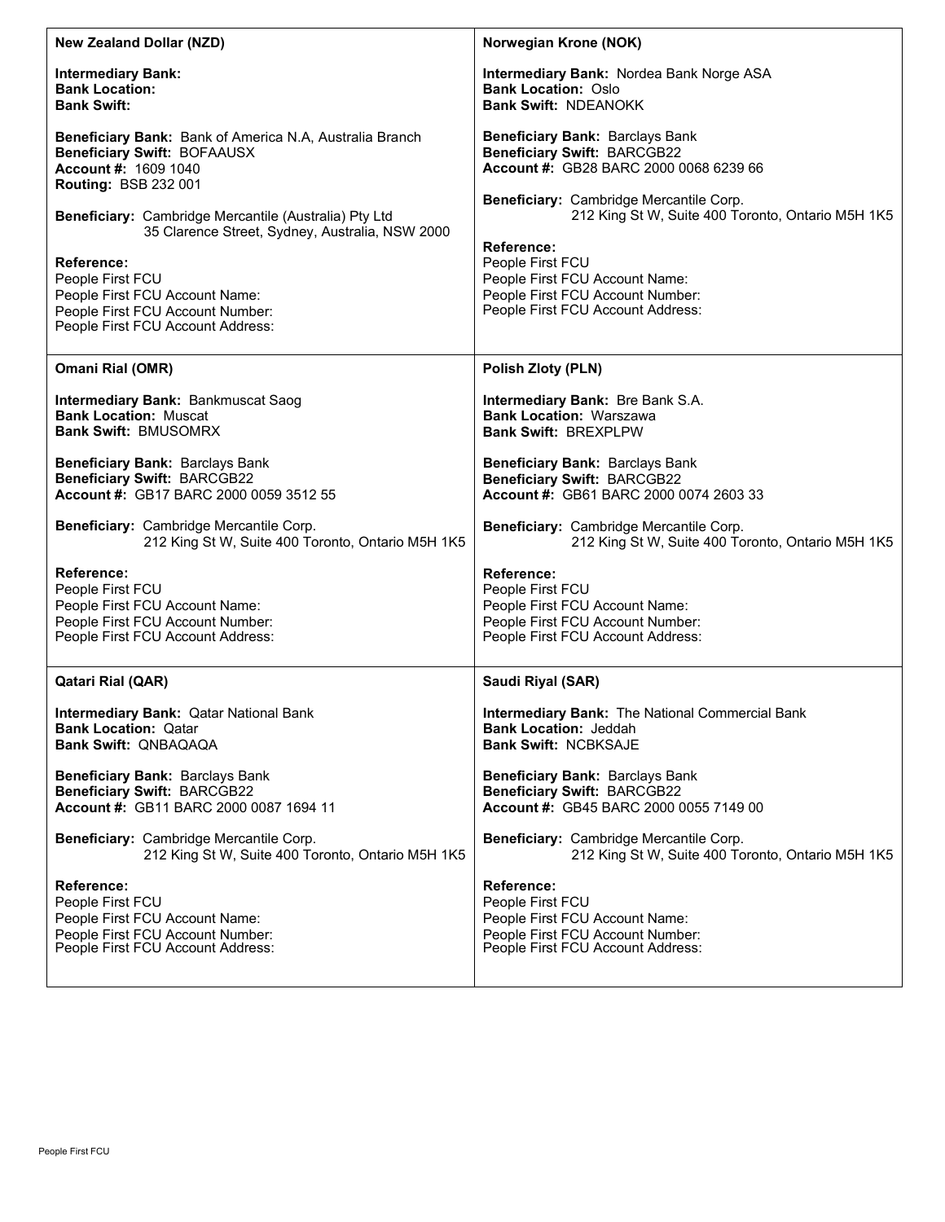### New Zealand Dollar (NZD)

**Intermediary Bank:**
**Bank Location:**
**Bank Swift:**

**Beneficiary Bank:** Bank of America N.A, Australia Branch
**Beneficiary Swift:** BOFAAUSX
**Account #:** 1609 1040
**Routing:** BSB 232 001

**Beneficiary:** Cambridge Mercantile (Australia) Pty Ltd
35 Clarence Street, Sydney, Australia, NSW 2000

**Reference:**
People First FCU
People First FCU Account Name:
People First FCU Account Number:
People First FCU Account Address:

### Norwegian Krone (NOK)

**Intermediary Bank:** Nordea Bank Norge ASA
**Bank Location:** Oslo
**Bank Swift:** NDEANOKK

**Beneficiary Bank:** Barclays Bank
**Beneficiary Swift:** BARCGB22
**Account #:** GB28 BARC 2000 0068 6239 66

**Beneficiary:** Cambridge Mercantile Corp.
212 King St W, Suite 400 Toronto, Ontario M5H 1K5

**Reference:**
People First FCU
People First FCU Account Name:
People First FCU Account Number:
People First FCU Account Address:

### Omani Rial (OMR)

**Intermediary Bank:** Bankmuscat Saog
**Bank Location:** Muscat
**Bank Swift:** BMUSOMRX

**Beneficiary Bank:** Barclays Bank
**Beneficiary Swift:** BARCGB22
**Account #:** GB17 BARC 2000 0059 3512 55

**Beneficiary:** Cambridge Mercantile Corp.
212 King St W, Suite 400 Toronto, Ontario M5H 1K5

**Reference:**
People First FCU
People First FCU Account Name:
People First FCU Account Number:
People First FCU Account Address:

### Polish Zloty (PLN)

**Intermediary Bank:** Bre Bank S.A.
**Bank Location:** Warszawa
**Bank Swift:** BREXPLPW

**Beneficiary Bank:** Barclays Bank
**Beneficiary Swift:** BARCGB22
**Account #:** GB61 BARC 2000 0074 2603 33

**Beneficiary:** Cambridge Mercantile Corp.
212 King St W, Suite 400 Toronto, Ontario M5H 1K5

**Reference:**
People First FCU
People First FCU Account Name:
People First FCU Account Number:
People First FCU Account Address:

### Qatari Rial (QAR)

**Intermediary Bank:** Qatar National Bank
**Bank Location:** Qatar
**Bank Swift:** QNBAQAQA

**Beneficiary Bank:** Barclays Bank
**Beneficiary Swift:** BARCGB22
**Account #:** GB11 BARC 2000 0087 1694 11

**Beneficiary:** Cambridge Mercantile Corp.
212 King St W, Suite 400 Toronto, Ontario M5H 1K5

**Reference:**
People First FCU
People First FCU Account Name:
People First FCU Account Number:
People First FCU Account Address:

### Saudi Riyal (SAR)

**Intermediary Bank:** The National Commercial Bank
**Bank Location:** Jeddah
**Bank Swift:** NCBKSAJE

**Beneficiary Bank:** Barclays Bank
**Beneficiary Swift:** BARCGB22
**Account #:** GB45 BARC 2000 0055 7149 00

**Beneficiary:** Cambridge Mercantile Corp.
212 King St W, Suite 400 Toronto, Ontario M5H 1K5

**Reference:**
People First FCU
People First FCU Account Name:
People First FCU Account Number:
People First FCU Account Address: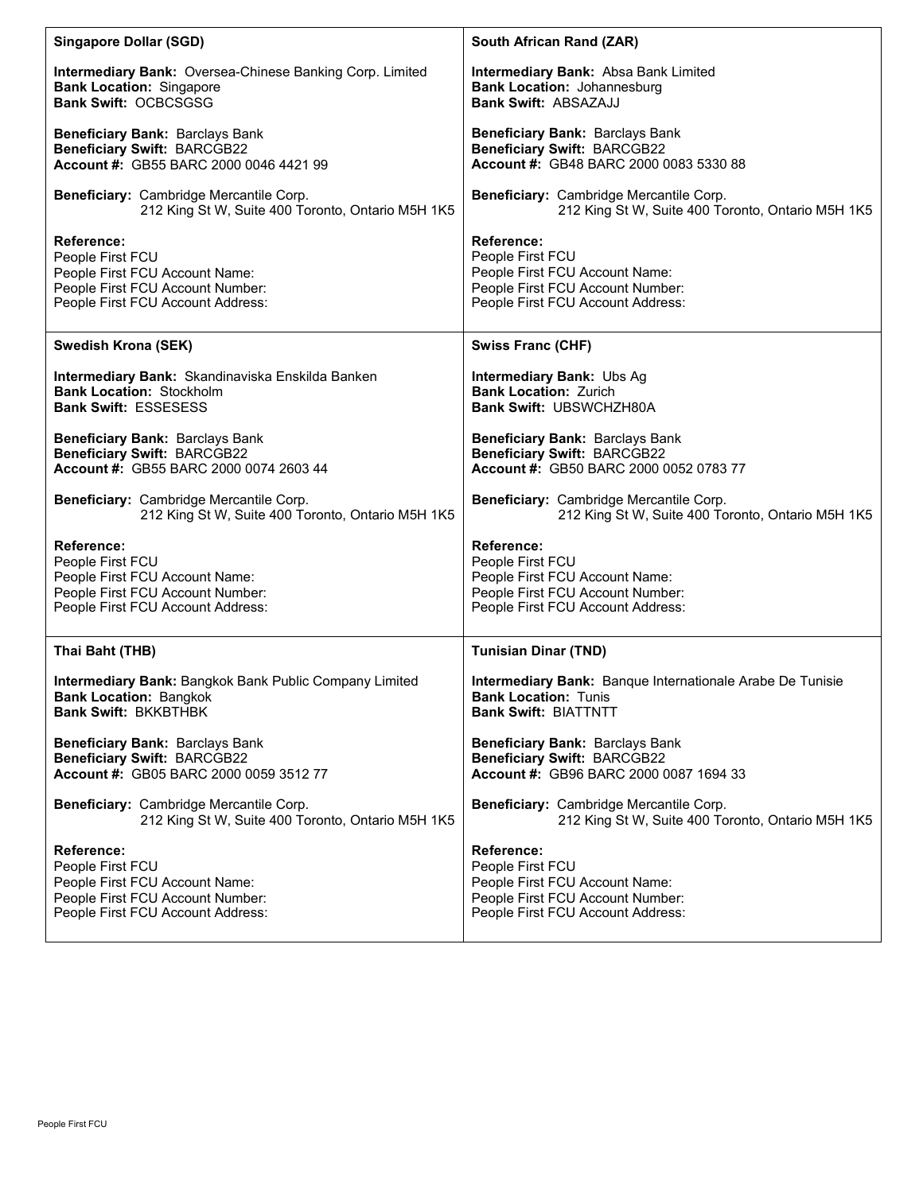**Singapore Dollar (SGD)**

**Intermediary Bank:** Oversea-Chinese Banking Corp. Limited
**Bank Location:** Singapore
**Bank Swift:** OCBCSGSG

**Beneficiary Bank:** Barclays Bank
**Beneficiary Swift:** BARCGB22
**Account #:** GB55 BARC 2000 0046 4421 99

**Beneficiary:** Cambridge Mercantile Corp.
212 King St W, Suite 400 Toronto, Ontario M5H 1K5

**Reference:**
People First FCU
People First FCU Account Name:
People First FCU Account Number:
People First FCU Account Address:

**South African Rand (ZAR)**

**Intermediary Bank:** Absa Bank Limited
**Bank Location:** Johannesburg
**Bank Swift:** ABSAZAJJ

**Beneficiary Bank:** Barclays Bank
**Beneficiary Swift:** BARCGB22
**Account #:** GB48 BARC 2000 0083 5330 88

**Beneficiary:** Cambridge Mercantile Corp.
212 King St W, Suite 400 Toronto, Ontario M5H 1K5

**Reference:**
People First FCU
People First FCU Account Name:
People First FCU Account Number:
People First FCU Account Address:

**Swedish Krona (SEK)**

**Intermediary Bank:** Skandinaviska Enskilda Banken
**Bank Location:** Stockholm
**Bank Swift:** ESSESESS

**Beneficiary Bank:** Barclays Bank
**Beneficiary Swift:** BARCGB22
**Account #:** GB55 BARC 2000 0074 2603 44

**Beneficiary:** Cambridge Mercantile Corp.
212 King St W, Suite 400 Toronto, Ontario M5H 1K5

**Reference:**
People First FCU
People First FCU Account Name:
People First FCU Account Number:
People First FCU Account Address:

**Swiss Franc (CHF)**

**Intermediary Bank:** Ubs Ag
**Bank Location:** Zurich
**Bank Swift:** UBSWCHZH80A

**Beneficiary Bank:** Barclays Bank
**Beneficiary Swift:** BARCGB22
**Account #:** GB50 BARC 2000 0052 0783 77

**Beneficiary:** Cambridge Mercantile Corp.
212 King St W, Suite 400 Toronto, Ontario M5H 1K5

**Reference:**
People First FCU
People First FCU Account Name:
People First FCU Account Number:
People First FCU Account Address:

**Thai Baht (THB)**

**Intermediary Bank:** Bangkok Bank Public Company Limited
**Bank Location:** Bangkok
**Bank Swift:** BKKBTHBK

**Beneficiary Bank:** Barclays Bank
**Beneficiary Swift:** BARCGB22
**Account #:** GB05 BARC 2000 0059 3512 77

**Beneficiary:** Cambridge Mercantile Corp.
212 King St W, Suite 400 Toronto, Ontario M5H 1K5

**Reference:**
People First FCU
People First FCU Account Name:
People First FCU Account Number:
People First FCU Account Address:

**Tunisian Dinar (TND)**

**Intermediary Bank:** Banque Internationale Arabe De Tunisie
**Bank Location:** Tunis
**Bank Swift:** BIATTNTT

**Beneficiary Bank:** Barclays Bank
**Beneficiary Swift:** BARCGB22
**Account #:** GB96 BARC 2000 0087 1694 33

**Beneficiary:** Cambridge Mercantile Corp.
212 King St W, Suite 400 Toronto, Ontario M5H 1K5

**Reference:**
People First FCU
People First FCU Account Name:
People First FCU Account Number:
People First FCU Account Address: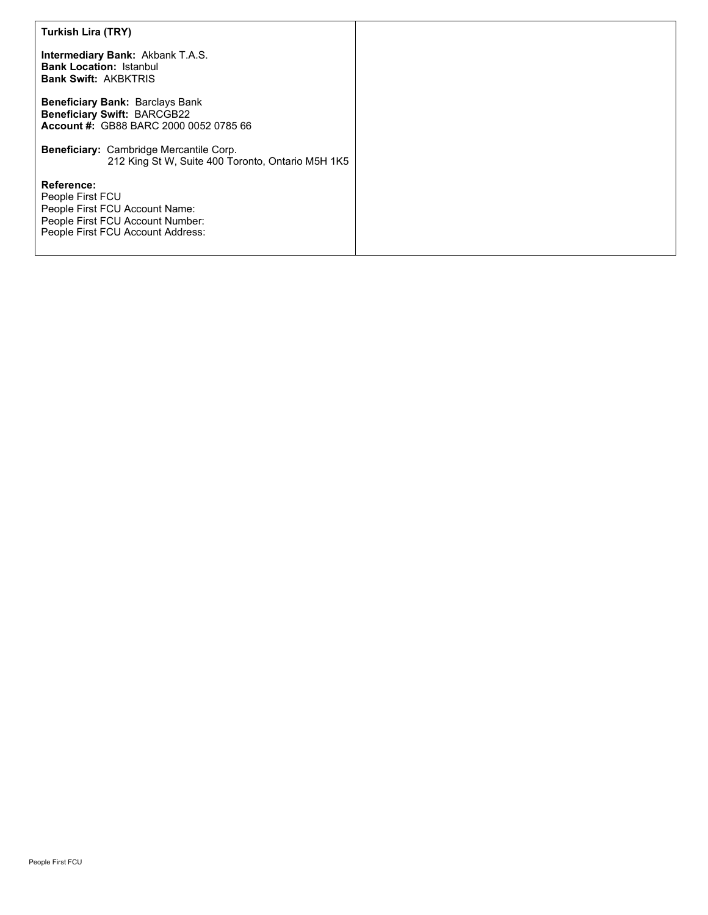| | |
|---|---|
| **Turkish Lira (TRY)**<br><br>**Intermediary Bank:** Akbank T.A.S.<br>**Bank Location:** Istanbul<br>**Bank Swift:** AKBKTRIS<br><br>**Beneficiary Bank:** Barclays Bank<br>**Beneficiary Swift:** BARCGB22<br>**Account #:** GB88 BARC 2000 0052 0785 66<br><br>**Beneficiary:** Cambridge Mercantile Corp.<br>212 King St W, Suite 400 Toronto, Ontario M5H 1K5<br><br>**Reference:**<br>People First FCU<br>People First FCU Account Name:<br>People First FCU Account Number:<br>People First FCU Account Address: | |